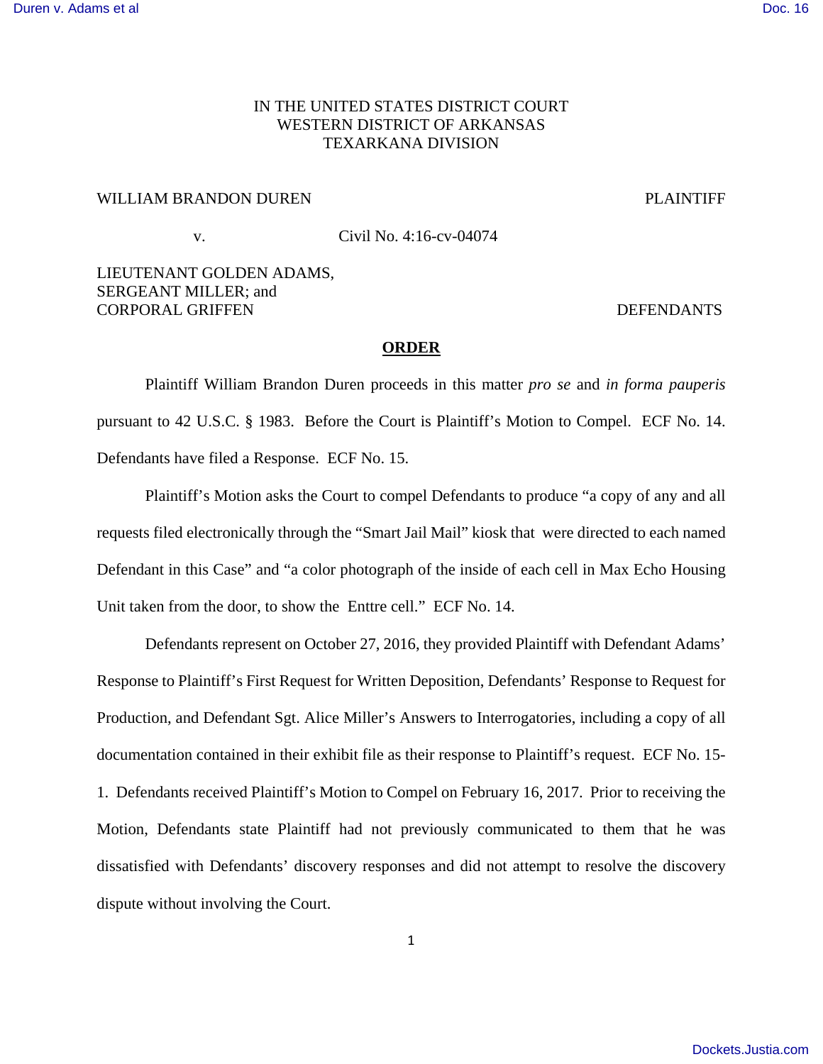IN THE UNITED STATES DISTRICT COURT
WESTERN DISTRICT OF ARKANSAS
TEXARKANA DIVISION

WILLIAM BRANDON DUREN PLAINTIFF

v. Civil No. 4:16-cv-04074

LIEUTENANT GOLDEN ADAMS,
SERGEANT MILLER; and
CORPORAL GRIFFEN DEFENDANTS

**ORDER**

Plaintiff William Brandon Duren proceeds in this matter *pro se* and *in forma pauperis* pursuant to 42 U.S.C. § 1983. Before the Court is Plaintiff's Motion to Compel. ECF No. 14. Defendants have filed a Response. ECF No. 15.

Plaintiff's Motion asks the Court to compel Defendants to produce "a copy of any and all requests filed electronically through the "Smart Jail Mail" kiosk that were directed to each named Defendant in this Case" and "a color photograph of the inside of each cell in Max Echo Housing Unit taken from the door, to show the Enttre cell." ECF No. 14.

Defendants represent on October 27, 2016, they provided Plaintiff with Defendant Adams' Response to Plaintiff's First Request for Written Deposition, Defendants' Response to Request for Production, and Defendant Sgt. Alice Miller's Answers to Interrogatories, including a copy of all documentation contained in their exhibit file as their response to Plaintiff's request. ECF No. 15-1. Defendants received Plaintiff's Motion to Compel on February 16, 2017. Prior to receiving the Motion, Defendants state Plaintiff had not previously communicated to them that he was dissatisfied with Defendants' discovery responses and did not attempt to resolve the discovery dispute without involving the Court.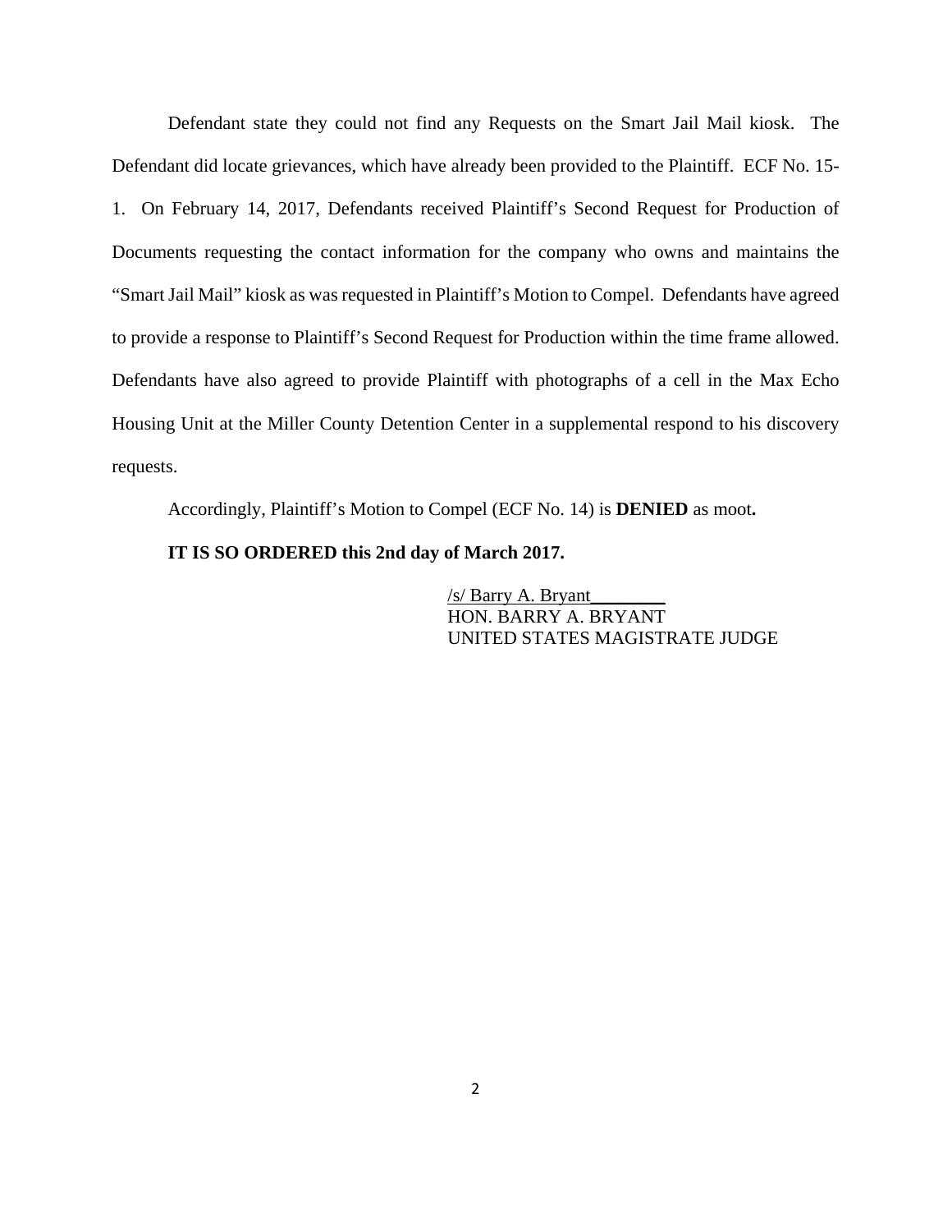Defendant state they could not find any Requests on the Smart Jail Mail kiosk. The Defendant did locate grievances, which have already been provided to the Plaintiff. ECF No. 15-1. On February 14, 2017, Defendants received Plaintiff's Second Request for Production of Documents requesting the contact information for the company who owns and maintains the "Smart Jail Mail" kiosk as was requested in Plaintiff's Motion to Compel. Defendants have agreed to provide a response to Plaintiff's Second Request for Production within the time frame allowed. Defendants have also agreed to provide Plaintiff with photographs of a cell in the Max Echo Housing Unit at the Miller County Detention Center in a supplemental respond to his discovery requests.

Accordingly, Plaintiff's Motion to Compel (ECF No. 14) is **DENIED** as moot**.**

**IT IS SO ORDERED this 2nd day of March 2017.**

/s/ Barry A. Bryant________
HON. BARRY A. BRYANT
UNITED STATES MAGISTRATE JUDGE